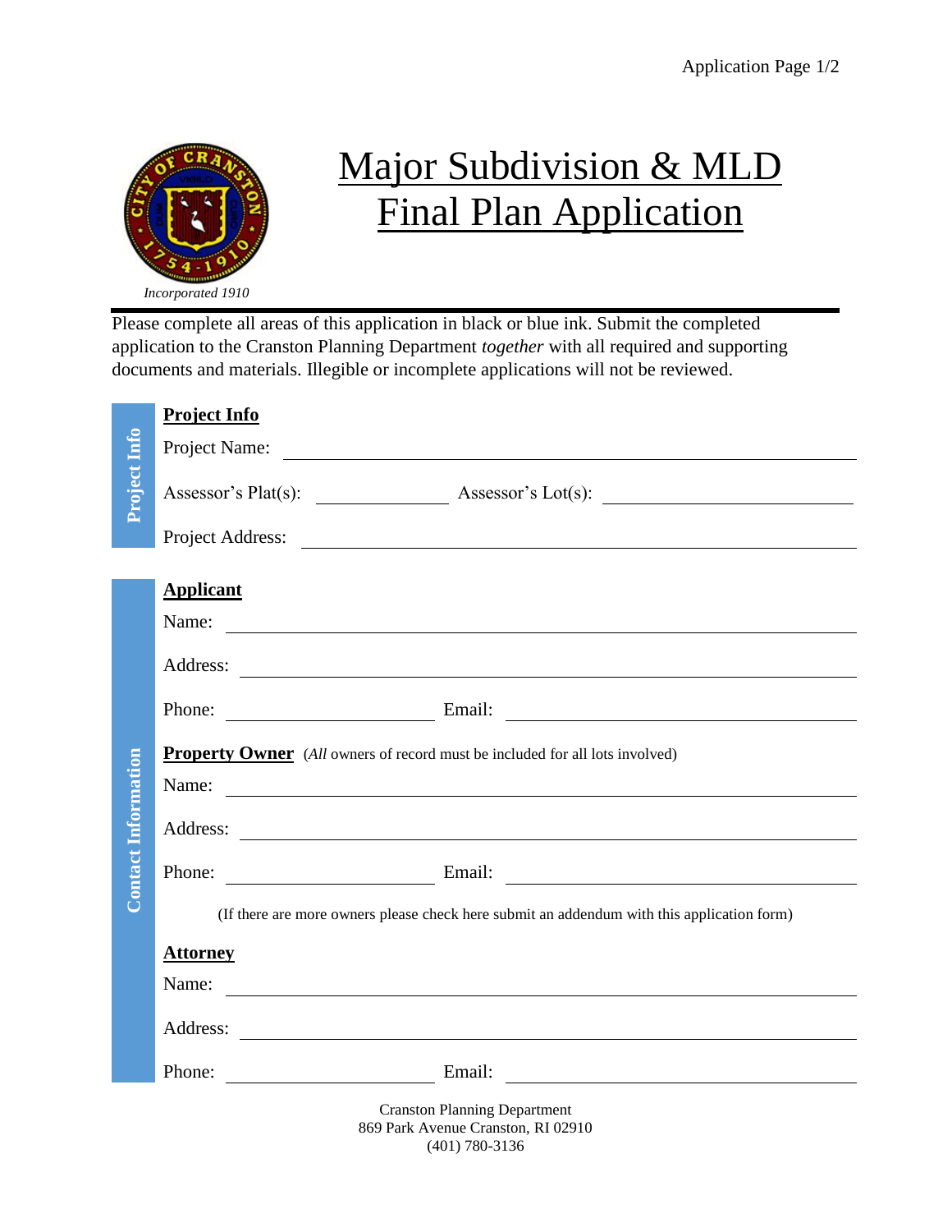# Major Subdivision & MLD Final Plan Application

*Incorporated 1910*

Please complete all areas of this application in black or blue ink. Submit the completed application to the Cranston Planning Department *together* with all required and supporting documents and materials. Illegible or incomplete applications will not be reviewed.

## Project Info

Project Name: \_\_\_\_\_\_\_\_\_\_\_\_\_\_\_\_\_\_\_\_\_\_\_\_\_\_\_\_\_\_\_\_\_\_\_\_\_\_\_\_

Assessor's Plat(s): \_\_\_\_\_\_\_\_\_\_\_\_\_\_\_ Assessor's Lot(s): \_\_\_\_\_\_\_\_\_\_\_\_\_\_\_\_\_\_\_\_\_\_\_\_\_

Project Address: \_\_\_\_\_\_\_\_\_\_\_\_\_\_\_\_\_\_\_\_\_\_\_\_\_\_\_\_\_\_\_\_\_\_\_\_\_\_\_\_

## Contact Information

### Applicant

Name: \_\_\_\_\_\_\_\_\_\_\_\_\_\_\_\_\_\_\_\_\_\_\_\_\_\_\_\_\_\_\_\_\_\_\_\_\_\_\_\_

Address: \_\_\_\_\_\_\_\_\_\_\_\_\_\_\_\_\_\_\_\_\_\_\_\_\_\_\_\_\_\_\_\_\_\_\_\_\_\_\_\_

Phone: \_\_\_\_\_\_\_\_\_\_\_\_\_\_\_\_\_\_\_\_ Email: \_\_\_\_\_\_\_\_\_\_\_\_\_\_\_\_\_\_\_\_\_\_\_\_\_\_\_\_

### Property Owner (*All* owners of record must be included for all lots involved)

Name: \_\_\_\_\_\_\_\_\_\_\_\_\_\_\_\_\_\_\_\_\_\_\_\_\_\_\_\_\_\_\_\_\_\_\_\_\_\_\_\_

Address: \_\_\_\_\_\_\_\_\_\_\_\_\_\_\_\_\_\_\_\_\_\_\_\_\_\_\_\_\_\_\_\_\_\_\_\_\_\_\_\_

Phone: \_\_\_\_\_\_\_\_\_\_\_\_\_\_\_\_\_\_\_\_ Email: \_\_\_\_\_\_\_\_\_\_\_\_\_\_\_\_\_\_\_\_\_\_\_\_\_\_\_\_

(If there are more owners please check here submit an addendum with this application form)

### Attorney

Name: \_\_\_\_\_\_\_\_\_\_\_\_\_\_\_\_\_\_\_\_\_\_\_\_\_\_\_\_\_\_\_\_\_\_\_\_\_\_\_\_

Address: \_\_\_\_\_\_\_\_\_\_\_\_\_\_\_\_\_\_\_\_\_\_\_\_\_\_\_\_\_\_\_\_\_\_\_\_\_\_\_\_

Phone: \_\_\_\_\_\_\_\_\_\_\_\_\_\_\_\_\_\_\_\_ Email: \_\_\_\_\_\_\_\_\_\_\_\_\_\_\_\_\_\_\_\_\_\_\_\_\_\_\_\_

Cranston Planning Department
869 Park Avenue Cranston, RI 02910
(401) 780-3136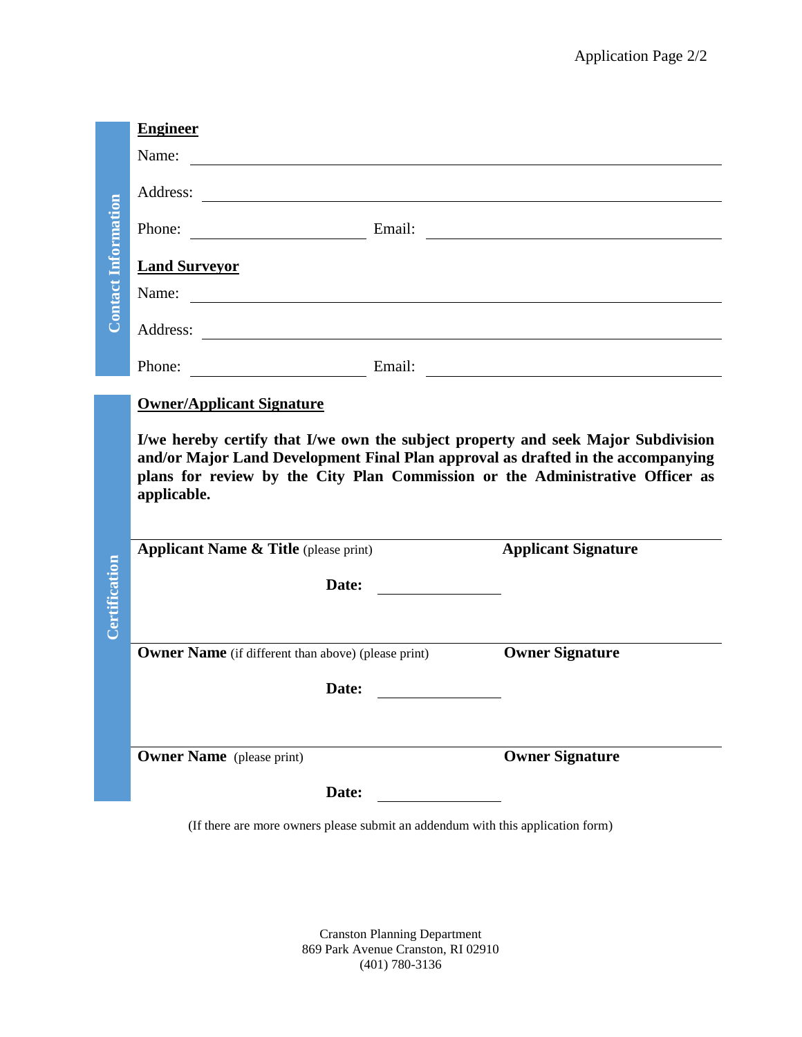## Contact Information

**Engineer**

Name: ______________________________________________

Address: ______________________________________________

Phone: ____________________ Email: ____________________________

**Land Surveyor**

Name: ______________________________________________

Address: ______________________________________________

Phone: ____________________ Email: ____________________________

## Certification

**Owner/Applicant Signature**

**I/we hereby certify that I/we own the subject property and seek Major Subdivision and/or Major Land Development Final Plan approval as drafted in the accompanying plans for review by the City Plan Commission or the Administrative Officer as applicable.**

**Applicant Name & Title** (please print) **Applicant Signature**

**Date:** ____________

**Owner Name** (if different than above) (please print) **Owner Signature**

**Date:** ____________

**Owner Name** (please print) **Owner Signature**

**Date:** ____________

(If there are more owners please submit an addendum with this application form)

Cranston Planning Department
869 Park Avenue Cranston, RI 02910
(401) 780-3136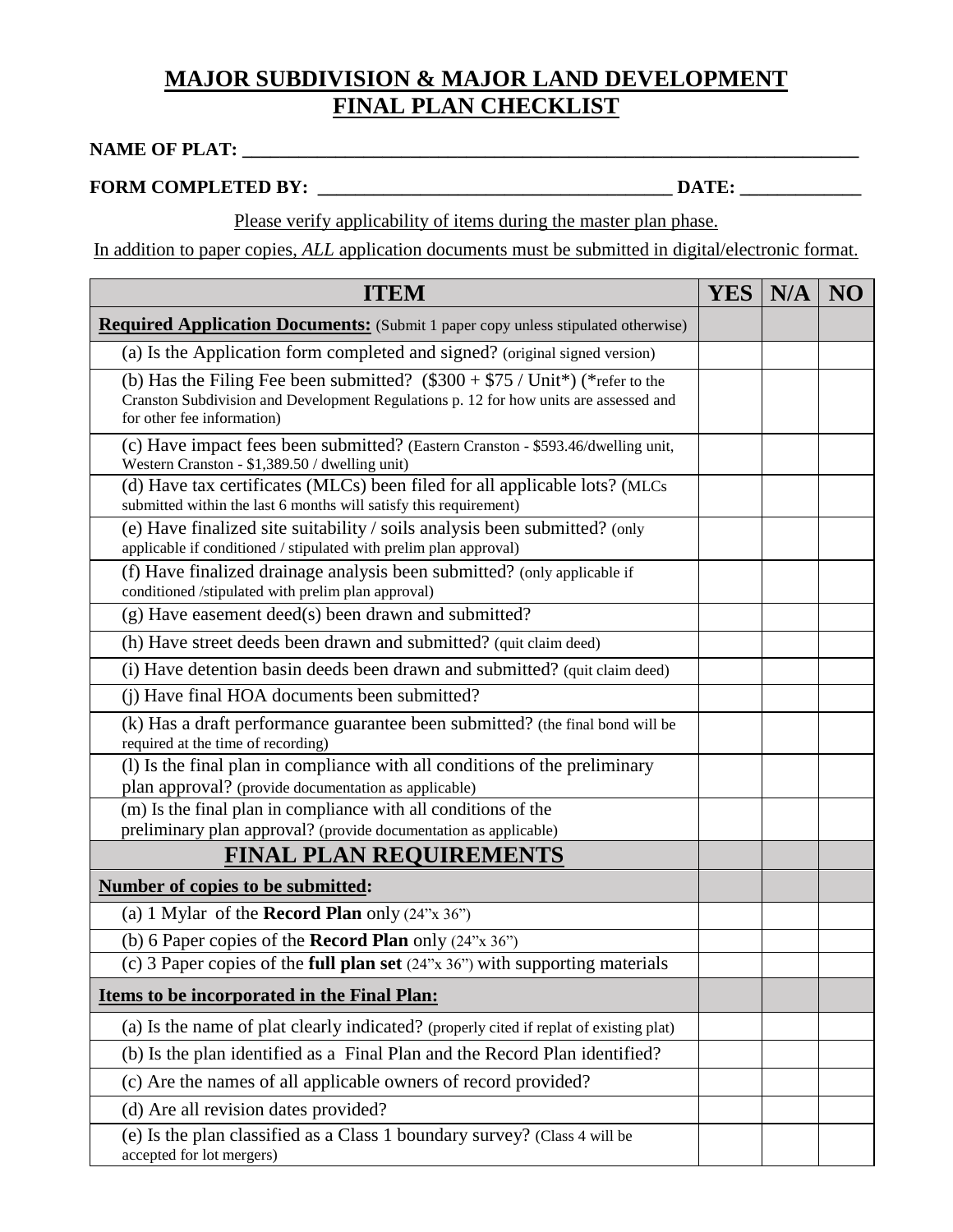# MAJOR SUBDIVISION & MAJOR LAND DEVELOPMENT FINAL PLAN CHECKLIST

**NAME OF PLAT:** ___________________________________________________________________

**FORM COMPLETED BY:** ______________________________________ **DATE:** _____________

Please verify applicability of items during the master plan phase.

In addition to paper copies, *ALL* application documents must be submitted in digital/electronic format.

| ITEM | YES | N/A | NO |
|---|---|---|---|
| **Required Application Documents:** (Submit 1 paper copy unless stipulated otherwise) | | | |
| (a) Is the Application form completed and signed? (original signed version) | | | |
| (b) Has the Filing Fee been submitted? ($300 + $75 / Unit*) (*refer to the Cranston Subdivision and Development Regulations p. 12 for how units are assessed and for other fee information) | | | |
| (c) Have impact fees been submitted? (Eastern Cranston - $593.46/dwelling unit, Western Cranston - $1,389.50 / dwelling unit) | | | |
| (d) Have tax certificates (MLCs) been filed for all applicable lots? (MLCs submitted within the last 6 months will satisfy this requirement) | | | |
| (e) Have finalized site suitability / soils analysis been submitted? (only applicable if conditioned / stipulated with prelim plan approval) | | | |
| (f) Have finalized drainage analysis been submitted? (only applicable if conditioned /stipulated with prelim plan approval) | | | |
| (g) Have easement deed(s) been drawn and submitted? | | | |
| (h) Have street deeds been drawn and submitted? (quit claim deed) | | | |
| (i) Have detention basin deeds been drawn and submitted? (quit claim deed) | | | |
| (j) Have final HOA documents been submitted? | | | |
| (k) Has a draft performance guarantee been submitted? (the final bond will be required at the time of recording) | | | |
| (l) Is the final plan in compliance with all conditions of the preliminary plan approval? (provide documentation as applicable) | | | |
| (m) Is the final plan in compliance with all conditions of the preliminary plan approval? (provide documentation as applicable) | | | |
| **FINAL PLAN REQUIREMENTS** | | | |
| **Number of copies to be submitted:** | | | |
| (a) 1 Mylar of the **Record Plan** only (24"x 36") | | | |
| (b) 6 Paper copies of the **Record Plan** only (24"x 36") | | | |
| (c) 3 Paper copies of the **full plan set** (24"x 36") with supporting materials | | | |
| **Items to be incorporated in the Final Plan:** | | | |
| (a) Is the name of plat clearly indicated? (properly cited if replat of existing plat) | | | |
| (b) Is the plan identified as a Final Plan and the Record Plan identified? | | | |
| (c) Are the names of all applicable owners of record provided? | | | |
| (d) Are all revision dates provided? | | | |
| (e) Is the plan classified as a Class 1 boundary survey? (Class 4 will be accepted for lot mergers) | | | |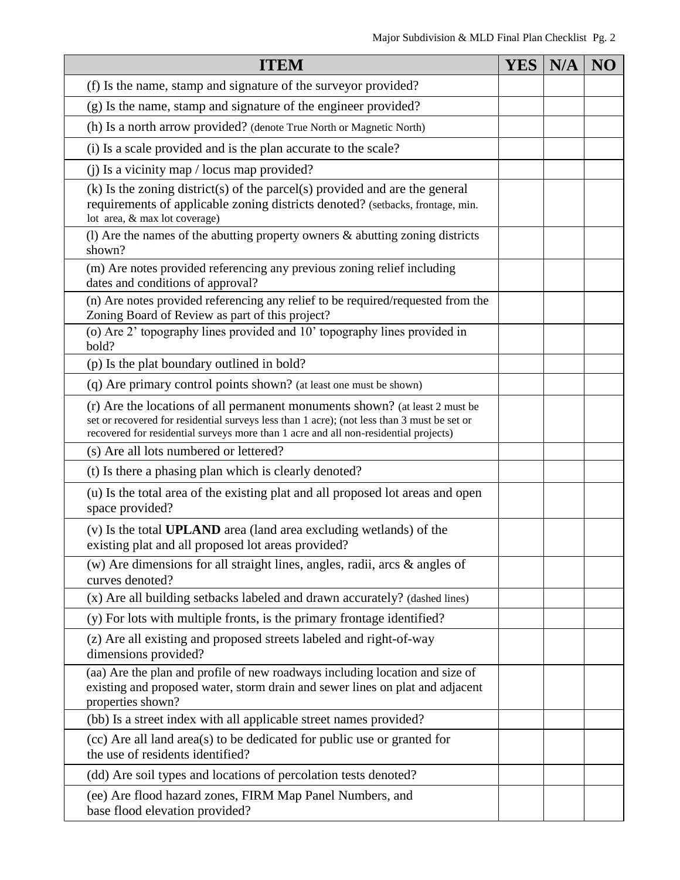| ITEM | YES | N/A | NO |
|---|---|---|---|
| (f) Is the name, stamp and signature of the surveyor provided? | | | |
| (g) Is the name, stamp and signature of the engineer provided? | | | |
| (h) Is a north arrow provided? (denote True North or Magnetic North) | | | |
| (i) Is a scale provided and is the plan accurate to the scale? | | | |
| (j) Is a vicinity map / locus map provided? | | | |
| (k) Is the zoning district(s) of the parcel(s) provided and are the general requirements of applicable zoning districts denoted? (setbacks, frontage, min. lot area, & max lot coverage) | | | |
| (l) Are the names of the abutting property owners & abutting zoning districts shown? | | | |
| (m) Are notes provided referencing any previous zoning relief including dates and conditions of approval? | | | |
| (n) Are notes provided referencing any relief to be required/requested from the Zoning Board of Review as part of this project? | | | |
| (o) Are 2' topography lines provided and 10' topography lines provided in bold? | | | |
| (p) Is the plat boundary outlined in bold? | | | |
| (q) Are primary control points shown? (at least one must be shown) | | | |
| (r) Are the locations of all permanent monuments shown? (at least 2 must be set or recovered for residential surveys less than 1 acre); (not less than 3 must be set or recovered for residential surveys more than 1 acre and all non-residential projects) | | | |
| (s) Are all lots numbered or lettered? | | | |
| (t) Is there a phasing plan which is clearly denoted? | | | |
| (u) Is the total area of the existing plat and all proposed lot areas and open space provided? | | | |
| (v) Is the total **UPLAND** area (land area excluding wetlands) of the existing plat and all proposed lot areas provided? | | | |
| (w) Are dimensions for all straight lines, angles, radii, arcs & angles of curves denoted? | | | |
| (x) Are all building setbacks labeled and drawn accurately? (dashed lines) | | | |
| (y) For lots with multiple fronts, is the primary frontage identified? | | | |
| (z) Are all existing and proposed streets labeled and right-of-way dimensions provided? | | | |
| (aa) Are the plan and profile of new roadways including location and size of existing and proposed water, storm drain and sewer lines on plat and adjacent properties shown? | | | |
| (bb) Is a street index with all applicable street names provided? | | | |
| (cc) Are all land area(s) to be dedicated for public use or granted for the use of residents identified? | | | |
| (dd) Are soil types and locations of percolation tests denoted? | | | |
| (ee) Are flood hazard zones, FIRM Map Panel Numbers, and base flood elevation provided? | | | |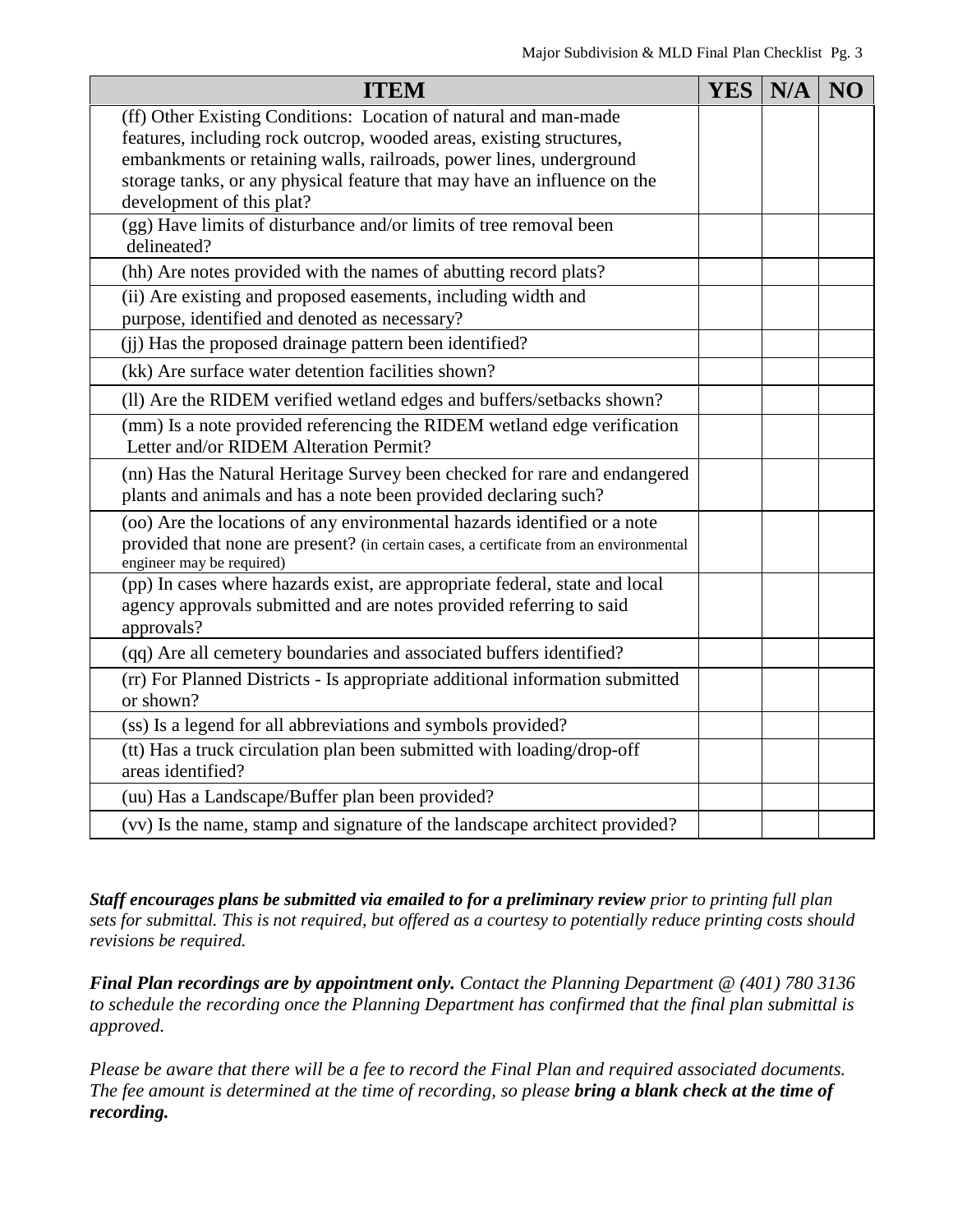| ITEM | YES | N/A | NO |
|---|---|---|---|
| (ff) Other Existing Conditions: Location of natural and man-made features, including rock outcrop, wooded areas, existing structures, embankments or retaining walls, railroads, power lines, underground storage tanks, or any physical feature that may have an influence on the development of this plat? | | | |
| (gg) Have limits of disturbance and/or limits of tree removal been delineated? | | | |
| (hh) Are notes provided with the names of abutting record plats? | | | |
| (ii) Are existing and proposed easements, including width and purpose, identified and denoted as necessary? | | | |
| (jj) Has the proposed drainage pattern been identified? | | | |
| (kk) Are surface water detention facilities shown? | | | |
| (ll) Are the RIDEM verified wetland edges and buffers/setbacks shown? | | | |
| (mm) Is a note provided referencing the RIDEM wetland edge verification Letter and/or RIDEM Alteration Permit? | | | |
| (nn) Has the Natural Heritage Survey been checked for rare and endangered plants and animals and has a note been provided declaring such? | | | |
| (oo) Are the locations of any environmental hazards identified or a note provided that none are present? (in certain cases, a certificate from an environmental engineer may be required) | | | |
| (pp) In cases where hazards exist, are appropriate federal, state and local agency approvals submitted and are notes provided referring to said approvals? | | | |
| (qq) Are all cemetery boundaries and associated buffers identified? | | | |
| (rr) For Planned Districts - Is appropriate additional information submitted or shown? | | | |
| (ss) Is a legend for all abbreviations and symbols provided? | | | |
| (tt) Has a truck circulation plan been submitted with loading/drop-off areas identified? | | | |
| (uu) Has a Landscape/Buffer plan been provided? | | | |
| (vv) Is the name, stamp and signature of the landscape architect provided? | | | |

***Staff encourages plans be submitted via emailed to for a preliminary review*** *prior to printing full plan sets for submittal. This is not required, but offered as a courtesy to potentially reduce printing costs should revisions be required.*

***Final Plan recordings are by appointment only.*** *Contact the Planning Department @ (401) 780 3136 to schedule the recording once the Planning Department has confirmed that the final plan submittal is approved.*

*Please be aware that there will be a fee to record the Final Plan and required associated documents. The fee amount is determined at the time of recording, so please* ***bring a blank check at the time of recording.***